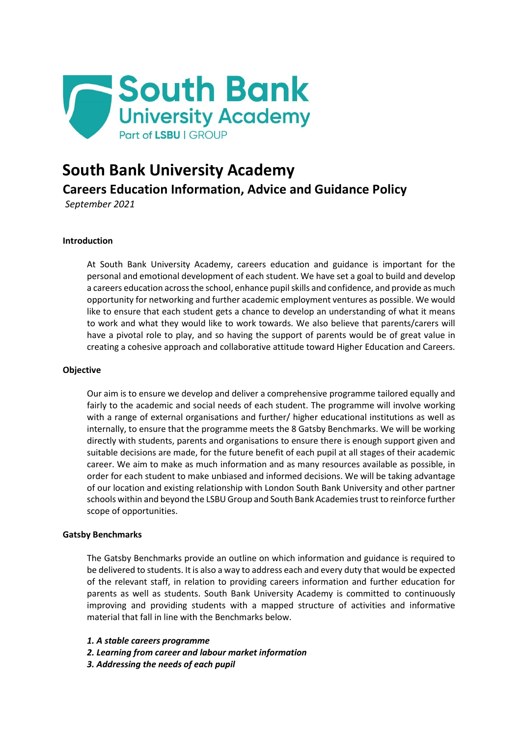# South Bank University Academy

## Careers Education Information, Advice and Guidance Policy

*September 2021*

**Introduction**

At South Bank University Academy, careers education and guidance is important for the personal and emotional development of each student. We have set a goal to build and develop a careers education across the school, enhance pupil skills and confidence, and provide as much opportunity for networking and further academic employment ventures as possible. We would like to ensure that each student gets a chance to develop an understanding of what it means to work and what they would like to work towards. We also believe that parents/carers will have a pivotal role to play, and so having the support of parents would be of great value in creating a cohesive approach and collaborative attitude toward Higher Education and Careers.

**Objective**

Our aim is to ensure we develop and deliver a comprehensive programme tailored equally and fairly to the academic and social needs of each student. The programme will involve working with a range of external organisations and further/ higher educational institutions as well as internally, to ensure that the programme meets the 8 Gatsby Benchmarks. We will be working directly with students, parents and organisations to ensure there is enough support given and suitable decisions are made, for the future benefit of each pupil at all stages of their academic career. We aim to make as much information and as many resources available as possible, in order for each student to make unbiased and informed decisions. We will be taking advantage of our location and existing relationship with London South Bank University and other partner schools within and beyond the LSBU Group and South Bank Academies trust to reinforce further scope of opportunities.

**Gatsby Benchmarks**

The Gatsby Benchmarks provide an outline on which information and guidance is required to be delivered to students. It is also a way to address each and every duty that would be expected of the relevant staff, in relation to providing careers information and further education for parents as well as students. South Bank University Academy is committed to continuously improving and providing students with a mapped structure of activities and informative material that fall in line with the Benchmarks below.

***1. A stable careers programme***
***2. Learning from career and labour market information***
***3. Addressing the needs of each pupil***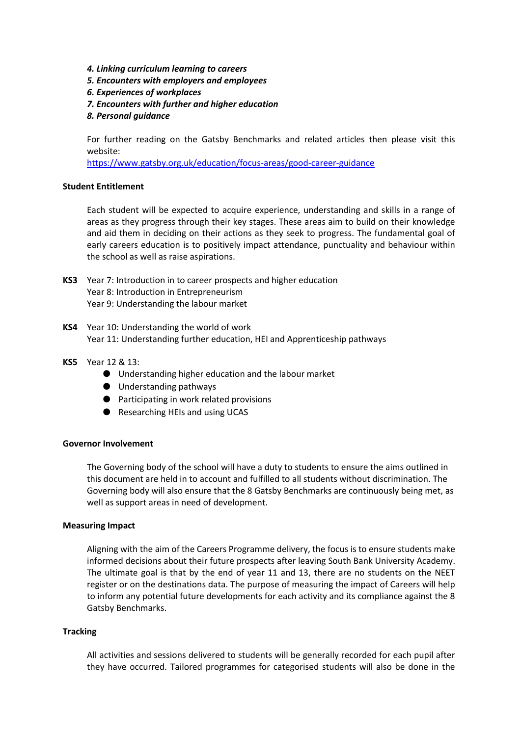4. ***Linking curriculum learning to careers***
5. ***Encounters with employers and employees***
6. ***Experiences of workplaces***
7. ***Encounters with further and higher education***
8. ***Personal guidance***

For further reading on the Gatsby Benchmarks and related articles then please visit this website:
[https://www.gatsby.org.uk/education/focus-areas/good-career-guidance](https://www.gatsby.org.uk/education/focus-areas/good-career-guidance)

**Student Entitlement**

Each student will be expected to acquire experience, understanding and skills in a range of areas as they progress through their key stages. These areas aim to build on their knowledge and aid them in deciding on their actions as they seek to progress. The fundamental goal of early careers education is to positively impact attendance, punctuality and behaviour within the school as well as raise aspirations.

**KS3** Year 7: Introduction in to career prospects and higher education
Year 8: Introduction in Entrepreneurism
Year 9: Understanding the labour market

**KS4** Year 10: Understanding the world of work
Year 11: Understanding further education, HEI and Apprenticeship pathways

**KS5** Year 12 & 13:

- Understanding higher education and the labour market
- Understanding pathways
- Participating in work related provisions
- Researching HEIs and using UCAS

**Governor Involvement**

The Governing body of the school will have a duty to students to ensure the aims outlined in this document are held in to account and fulfilled to all students without discrimination. The Governing body will also ensure that the 8 Gatsby Benchmarks are continuously being met, as well as support areas in need of development.

**Measuring Impact**

Aligning with the aim of the Careers Programme delivery, the focus is to ensure students make informed decisions about their future prospects after leaving South Bank University Academy. The ultimate goal is that by the end of year 11 and 13, there are no students on the NEET register or on the destinations data. The purpose of measuring the impact of Careers will help to inform any potential future developments for each activity and its compliance against the 8 Gatsby Benchmarks.

**Tracking**

All activities and sessions delivered to students will be generally recorded for each pupil after they have occurred. Tailored programmes for categorised students will also be done in the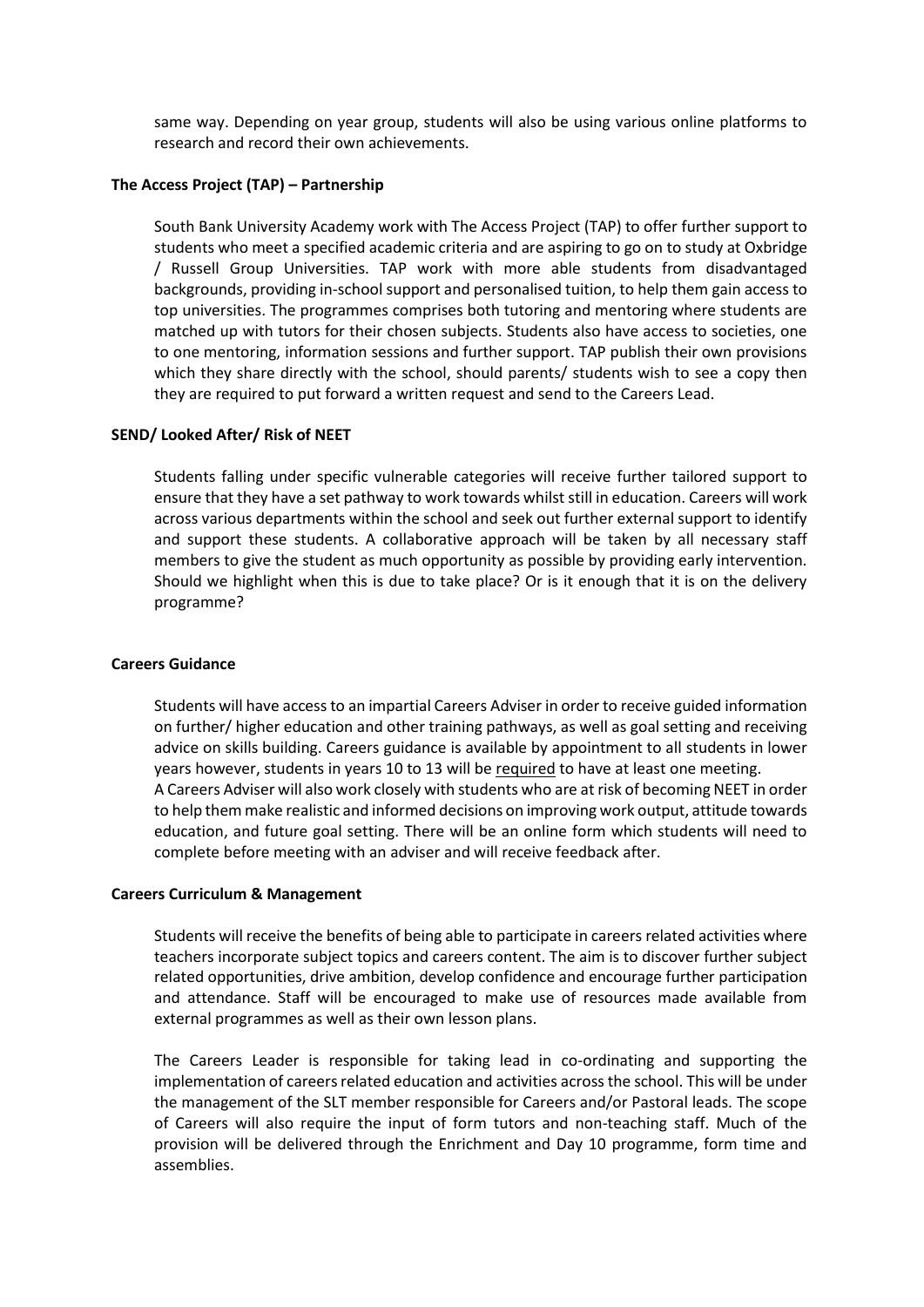same way. Depending on year group, students will also be using various online platforms to research and record their own achievements.

**The Access Project (TAP) – Partnership**

South Bank University Academy work with The Access Project (TAP) to offer further support to students who meet a specified academic criteria and are aspiring to go on to study at Oxbridge / Russell Group Universities. TAP work with more able students from disadvantaged backgrounds, providing in-school support and personalised tuition, to help them gain access to top universities. The programmes comprises both tutoring and mentoring where students are matched up with tutors for their chosen subjects. Students also have access to societies, one to one mentoring, information sessions and further support. TAP publish their own provisions which they share directly with the school, should parents/ students wish to see a copy then they are required to put forward a written request and send to the Careers Lead.

**SEND/ Looked After/ Risk of NEET**

Students falling under specific vulnerable categories will receive further tailored support to ensure that they have a set pathway to work towards whilst still in education. Careers will work across various departments within the school and seek out further external support to identify and support these students. A collaborative approach will be taken by all necessary staff members to give the student as much opportunity as possible by providing early intervention. Should we highlight when this is due to take place? Or is it enough that it is on the delivery programme?

**Careers Guidance**

Students will have access to an impartial Careers Adviser in order to receive guided information on further/ higher education and other training pathways, as well as goal setting and receiving advice on skills building. Careers guidance is available by appointment to all students in lower years however, students in years 10 to 13 will be <u>required</u> to have at least one meeting.
A Careers Adviser will also work closely with students who are at risk of becoming NEET in order to help them make realistic and informed decisions on improving work output, attitude towards education, and future goal setting. There will be an online form which students will need to complete before meeting with an adviser and will receive feedback after.

**Careers Curriculum & Management**

Students will receive the benefits of being able to participate in careers related activities where teachers incorporate subject topics and careers content. The aim is to discover further subject related opportunities, drive ambition, develop confidence and encourage further participation and attendance. Staff will be encouraged to make use of resources made available from external programmes as well as their own lesson plans.

The Careers Leader is responsible for taking lead in co-ordinating and supporting the implementation of careers related education and activities across the school. This will be under the management of the SLT member responsible for Careers and/or Pastoral leads. The scope of Careers will also require the input of form tutors and non-teaching staff. Much of the provision will be delivered through the Enrichment and Day 10 programme, form time and assemblies.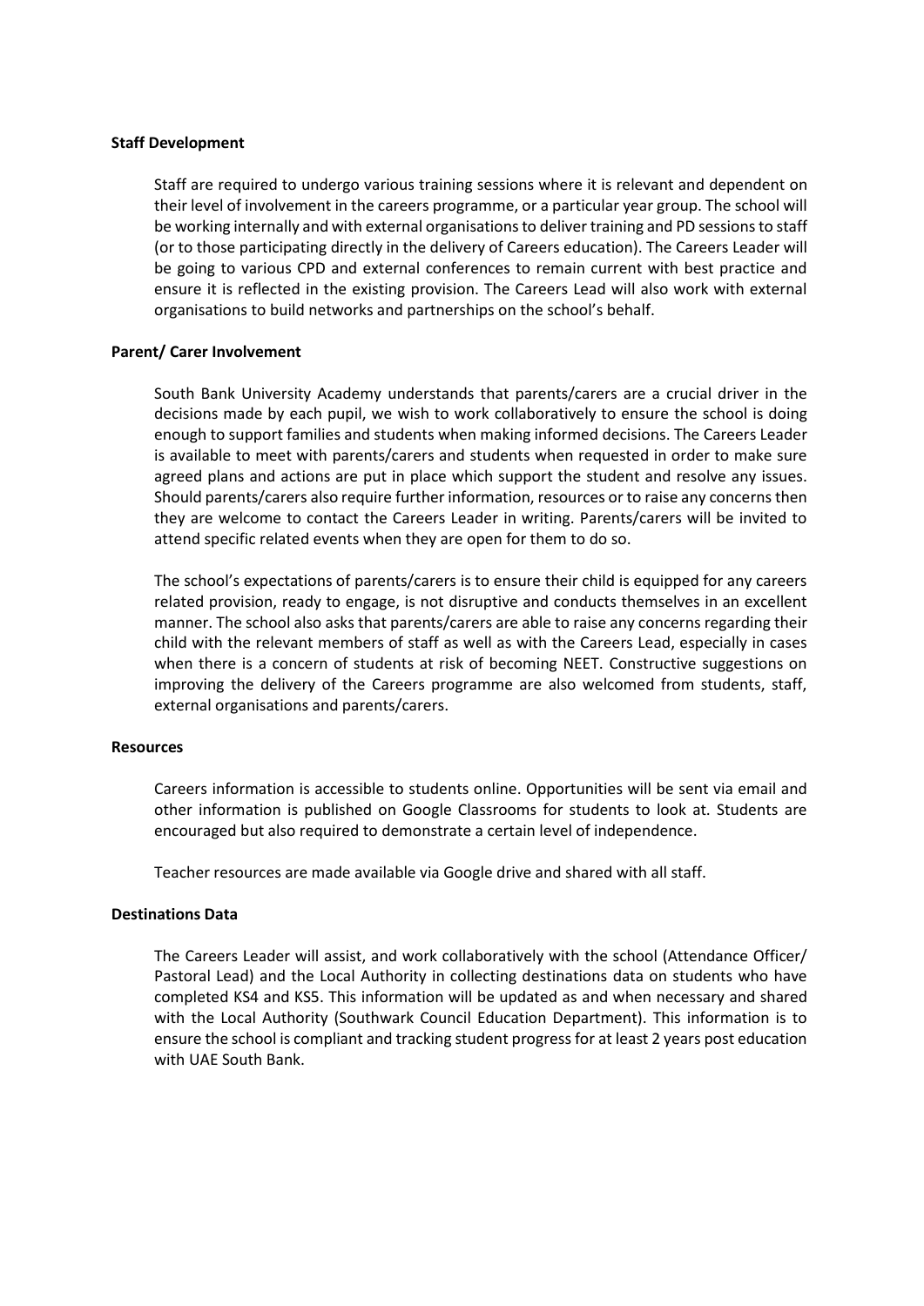**Staff Development**

Staff are required to undergo various training sessions where it is relevant and dependent on their level of involvement in the careers programme, or a particular year group. The school will be working internally and with external organisations to deliver training and PD sessions to staff (or to those participating directly in the delivery of Careers education). The Careers Leader will be going to various CPD and external conferences to remain current with best practice and ensure it is reflected in the existing provision. The Careers Lead will also work with external organisations to build networks and partnerships on the school's behalf.

**Parent/ Carer Involvement**

South Bank University Academy understands that parents/carers are a crucial driver in the decisions made by each pupil, we wish to work collaboratively to ensure the school is doing enough to support families and students when making informed decisions. The Careers Leader is available to meet with parents/carers and students when requested in order to make sure agreed plans and actions are put in place which support the student and resolve any issues. Should parents/carers also require further information, resources or to raise any concerns then they are welcome to contact the Careers Leader in writing. Parents/carers will be invited to attend specific related events when they are open for them to do so.

The school's expectations of parents/carers is to ensure their child is equipped for any careers related provision, ready to engage, is not disruptive and conducts themselves in an excellent manner. The school also asks that parents/carers are able to raise any concerns regarding their child with the relevant members of staff as well as with the Careers Lead, especially in cases when there is a concern of students at risk of becoming NEET. Constructive suggestions on improving the delivery of the Careers programme are also welcomed from students, staff, external organisations and parents/carers.

**Resources**

Careers information is accessible to students online. Opportunities will be sent via email and other information is published on Google Classrooms for students to look at. Students are encouraged but also required to demonstrate a certain level of independence.

Teacher resources are made available via Google drive and shared with all staff.

**Destinations Data**

The Careers Leader will assist, and work collaboratively with the school (Attendance Officer/ Pastoral Lead) and the Local Authority in collecting destinations data on students who have completed KS4 and KS5. This information will be updated as and when necessary and shared with the Local Authority (Southwark Council Education Department). This information is to ensure the school is compliant and tracking student progress for at least 2 years post education with UAE South Bank.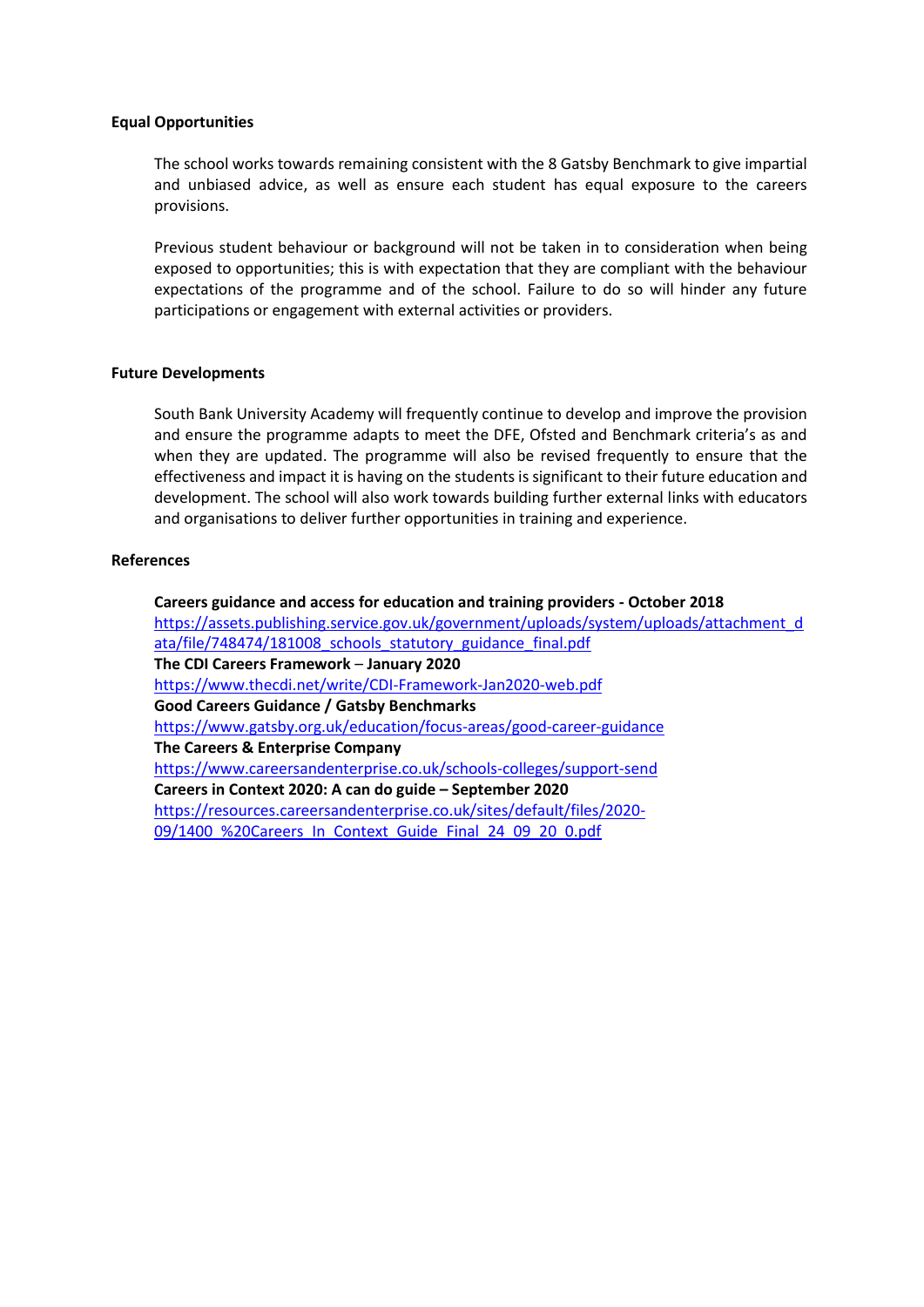**Equal Opportunities**

The school works towards remaining consistent with the 8 Gatsby Benchmark to give impartial and unbiased advice, as well as ensure each student has equal exposure to the careers provisions.

Previous student behaviour or background will not be taken in to consideration when being exposed to opportunities; this is with expectation that they are compliant with the behaviour expectations of the programme and of the school. Failure to do so will hinder any future participations or engagement with external activities or providers.

**Future Developments**

South Bank University Academy will frequently continue to develop and improve the provision and ensure the programme adapts to meet the DFE, Ofsted and Benchmark criteria's as and when they are updated. The programme will also be revised frequently to ensure that the effectiveness and impact it is having on the students is significant to their future education and development. The school will also work towards building further external links with educators and organisations to deliver further opportunities in training and experience.

**References**

**Careers guidance and access for education and training providers - October 2018**
https://assets.publishing.service.gov.uk/government/uploads/system/uploads/attachment_data/file/748474/181008_schools_statutory_guidance_final.pdf
**The CDI Careers Framework – January 2020**
https://www.thecdi.net/write/CDI-Framework-Jan2020-web.pdf
**Good Careers Guidance / Gatsby Benchmarks**
https://www.gatsby.org.uk/education/focus-areas/good-career-guidance
**The Careers & Enterprise Company**
https://www.careersandenterprise.co.uk/schools-colleges/support-send
**Careers in Context 2020: A can do guide – September 2020**
https://resources.careersandenterprise.co.uk/sites/default/files/2020-09/1400_%20Careers_In_Context_Guide_Final_24_09_20_0.pdf